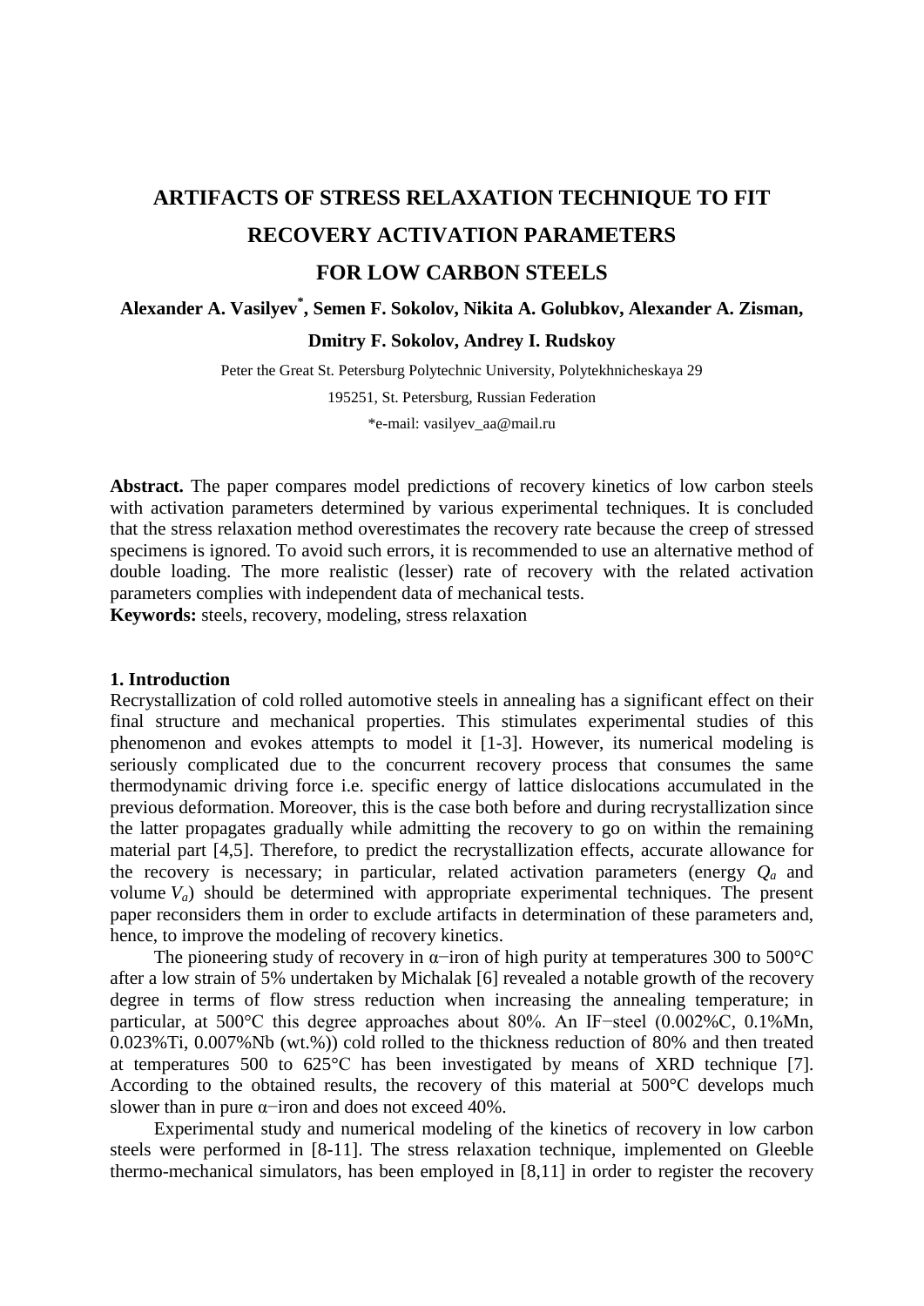# ARTIFACTS OF STRESS RELAXATION TECHNIQUE TO FIT RECOVERY ACTIVATION PARAMETERS FOR LOW CARBON STEELS

**Alexander A. Vasilyev[*], Semen F. Sokolov, Nikita A. Golubkov, Alexander A. Zisman, Dmitry F. Sokolov, Andrey I. Rudskoy**

Peter the Great St. Petersburg Polytechnic University, Polytekhnicheskaya 29

195251, St. Petersburg, Russian Federation

*e-mail: vasilyev_aa@mail.ru

**Abstract.** The paper compares model predictions of recovery kinetics of low carbon steels with activation parameters determined by various experimental techniques. It is concluded that the stress relaxation method overestimates the recovery rate because the creep of stressed specimens is ignored. To avoid such errors, it is recommended to use an alternative method of double loading. The more realistic (lesser) rate of recovery with the related activation parameters complies with independent data of mechanical tests.

**Keywords:** steels, recovery, modeling, stress relaxation

## 1. Introduction

Recrystallization of cold rolled automotive steels in annealing has a significant effect on their final structure and mechanical properties. This stimulates experimental studies of this phenomenon and evokes attempts to model it [1-3]. However, its numerical modeling is seriously complicated due to the concurrent recovery process that consumes the same thermodynamic driving force i.e. specific energy of lattice dislocations accumulated in the previous deformation. Moreover, this is the case both before and during recrystallization since the latter propagates gradually while admitting the recovery to go on within the remaining material part [4,5]. Therefore, to predict the recrystallization effects, accurate allowance for the recovery is necessary; in particular, related activation parameters (energy $Q_a$ and volume $V_a$) should be determined with appropriate experimental techniques. The present paper reconsiders them in order to exclude artifacts in determination of these parameters and, hence, to improve the modeling of recovery kinetics.

The pioneering study of recovery in α−iron of high purity at temperatures 300 to 500°C after a low strain of 5% undertaken by Michalak [6] revealed a notable growth of the recovery degree in terms of flow stress reduction when increasing the annealing temperature; in particular, at 500°C this degree approaches about 80%. An IF−steel (0.002%C, 0.1%Mn, 0.023%Ti, 0.007%Nb (wt.%)) cold rolled to the thickness reduction of 80% and then treated at temperatures 500 to 625°C has been investigated by means of XRD technique [7]. According to the obtained results, the recovery of this material at 500°C develops much slower than in pure α−iron and does not exceed 40%.

Experimental study and numerical modeling of the kinetics of recovery in low carbon steels were performed in [8-11]. The stress relaxation technique, implemented on Gleeble thermo-mechanical simulators, has been employed in [8,11] in order to register the recovery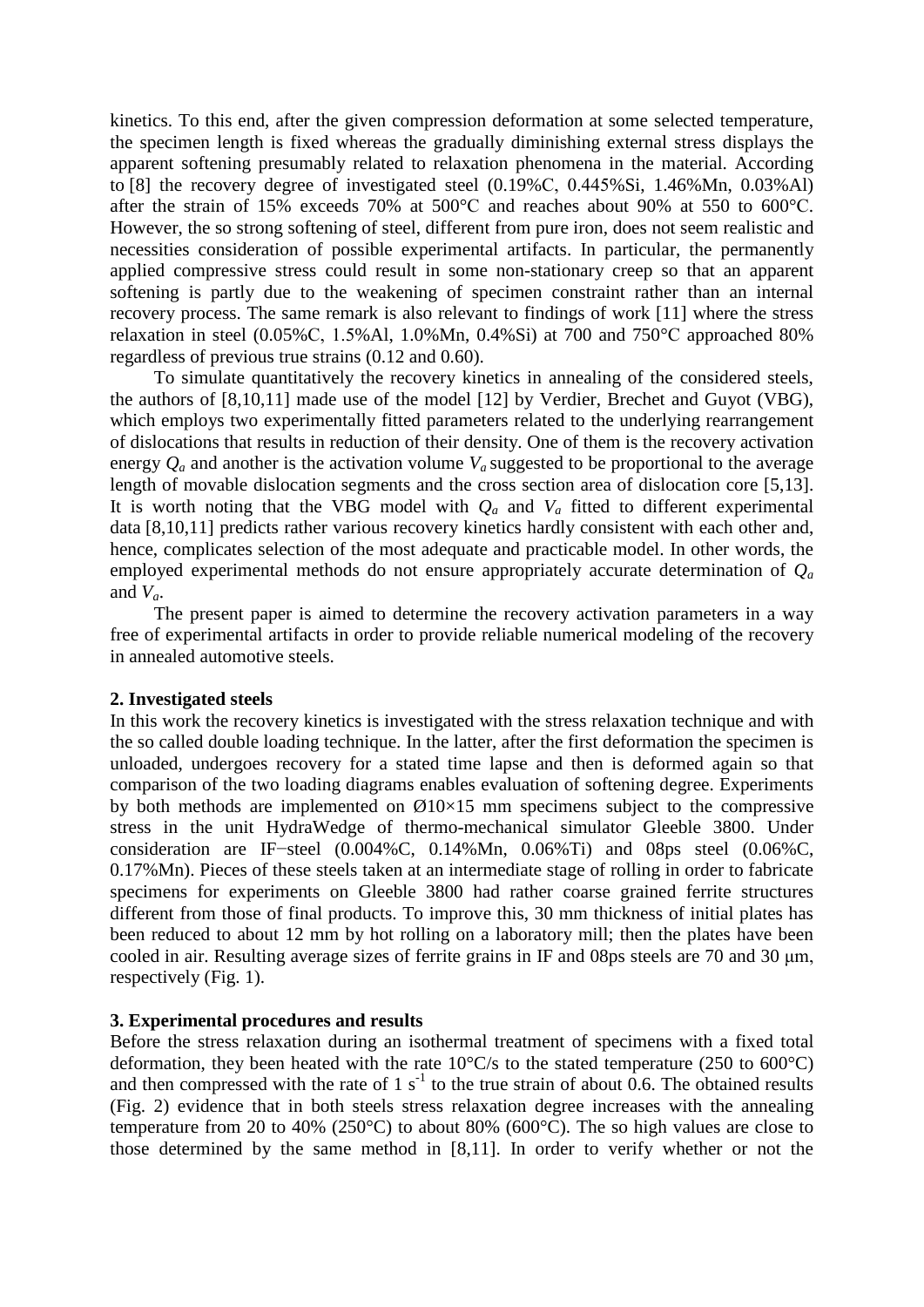kinetics. To this end, after the given compression deformation at some selected temperature, the specimen length is fixed whereas the gradually diminishing external stress displays the apparent softening presumably related to relaxation phenomena in the material. According to [8] the recovery degree of investigated steel (0.19%C, 0.445%Si, 1.46%Mn, 0.03%Al) after the strain of 15% exceeds 70% at 500°C and reaches about 90% at 550 to 600°C. However, the so strong softening of steel, different from pure iron, does not seem realistic and necessities consideration of possible experimental artifacts. In particular, the permanently applied compressive stress could result in some non-stationary creep so that an apparent softening is partly due to the weakening of specimen constraint rather than an internal recovery process. The same remark is also relevant to findings of work [11] where the stress relaxation in steel (0.05%C, 1.5%Al, 1.0%Mn, 0.4%Si) at 700 and 750°C approached 80% regardless of previous true strains (0.12 and 0.60).

To simulate quantitatively the recovery kinetics in annealing of the considered steels, the authors of [8,10,11] made use of the model [12] by Verdier, Brechet and Guyot (VBG), which employs two experimentally fitted parameters related to the underlying rearrangement of dislocations that results in reduction of their density. One of them is the recovery activation energy $Q_a$ and another is the activation volume $V_a$ suggested to be proportional to the average length of movable dislocation segments and the cross section area of dislocation core [5,13]. It is worth noting that the VBG model with $Q_a$ and $V_a$ fitted to different experimental data [8,10,11] predicts rather various recovery kinetics hardly consistent with each other and, hence, complicates selection of the most adequate and practicable model. In other words, the employed experimental methods do not ensure appropriately accurate determination of $Q_a$ and $V_a$.

The present paper is aimed to determine the recovery activation parameters in a way free of experimental artifacts in order to provide reliable numerical modeling of the recovery in annealed automotive steels.

## 2. Investigated steels

In this work the recovery kinetics is investigated with the stress relaxation technique and with the so called double loading technique. In the latter, after the first deformation the specimen is unloaded, undergoes recovery for a stated time lapse and then is deformed again so that comparison of the two loading diagrams enables evaluation of softening degree. Experiments by both methods are implemented on Ø10×15 mm specimens subject to the compressive stress in the unit HydraWedge of thermo-mechanical simulator Gleeble 3800. Under consideration are IF–steel (0.004%C, 0.14%Mn, 0.06%Ti) and 08ps steel (0.06%C, 0.17%Mn). Pieces of these steels taken at an intermediate stage of rolling in order to fabricate specimens for experiments on Gleeble 3800 had rather coarse grained ferrite structures different from those of final products. To improve this, 30 mm thickness of initial plates has been reduced to about 12 mm by hot rolling on a laboratory mill; then the plates have been cooled in air. Resulting average sizes of ferrite grains in IF and 08ps steels are 70 and 30 μm, respectively (Fig. 1).

## 3. Experimental procedures and results

Before the stress relaxation during an isothermal treatment of specimens with a fixed total deformation, they been heated with the rate 10°C/s to the stated temperature (250 to 600°C) and then compressed with the rate of 1 $s^{-1}$ to the true strain of about 0.6. The obtained results (Fig. 2) evidence that in both steels stress relaxation degree increases with the annealing temperature from 20 to 40% (250°C) to about 80% (600°C). The so high values are close to those determined by the same method in [8,11]. In order to verify whether or not the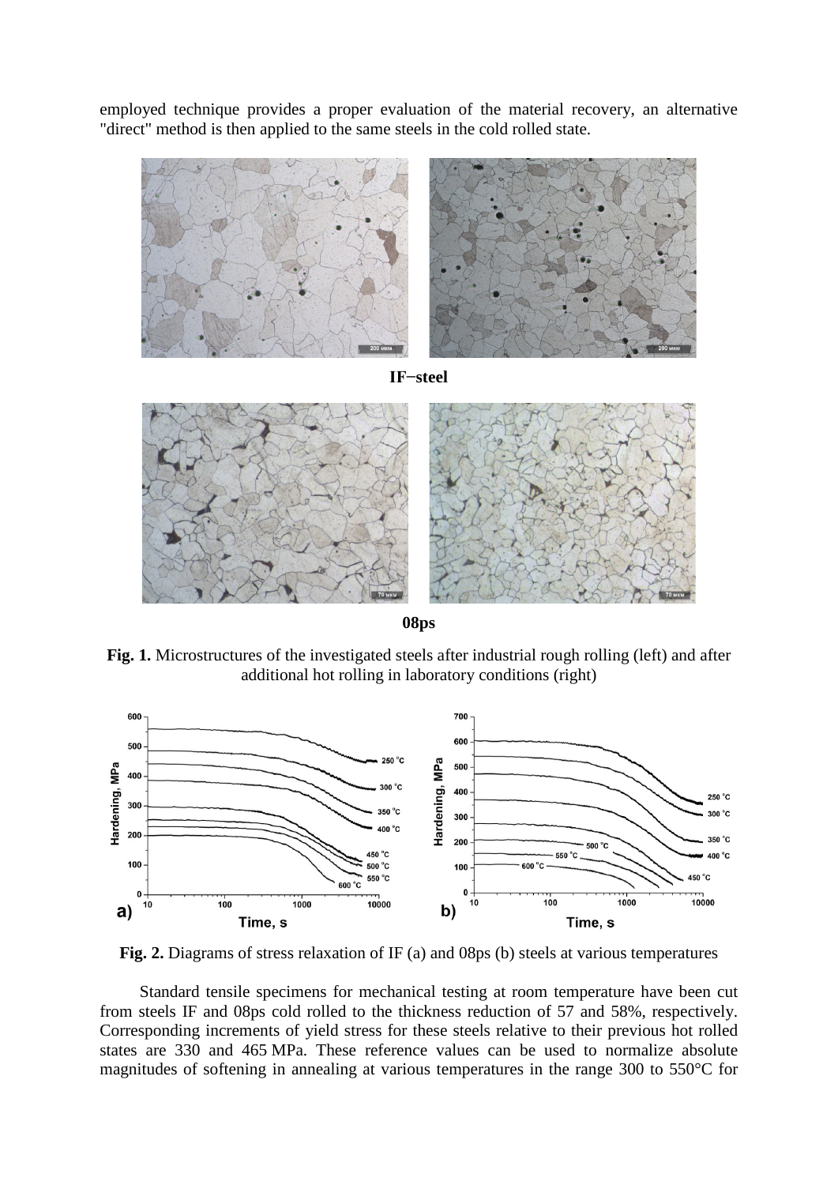employed technique provides a proper evaluation of the material recovery, an alternative "direct" method is then applied to the same steels in the cold rolled state.

**IF–steel**

**08ps**

**Fig. 1.** Microstructures of the investigated steels after industrial rough rolling (left) and after additional hot rolling in laboratory conditions (right)

**Fig. 2.** Diagrams of stress relaxation of IF (a) and 08ps (b) steels at various temperatures

Standard tensile specimens for mechanical testing at room temperature have been cut from steels IF and 08ps cold rolled to the thickness reduction of 57 and 58%, respectively. Corresponding increments of yield stress for these steels relative to their previous hot rolled states are 330 and 465 MPa. These reference values can be used to normalize absolute magnitudes of softening in annealing at various temperatures in the range 300 to 550°C for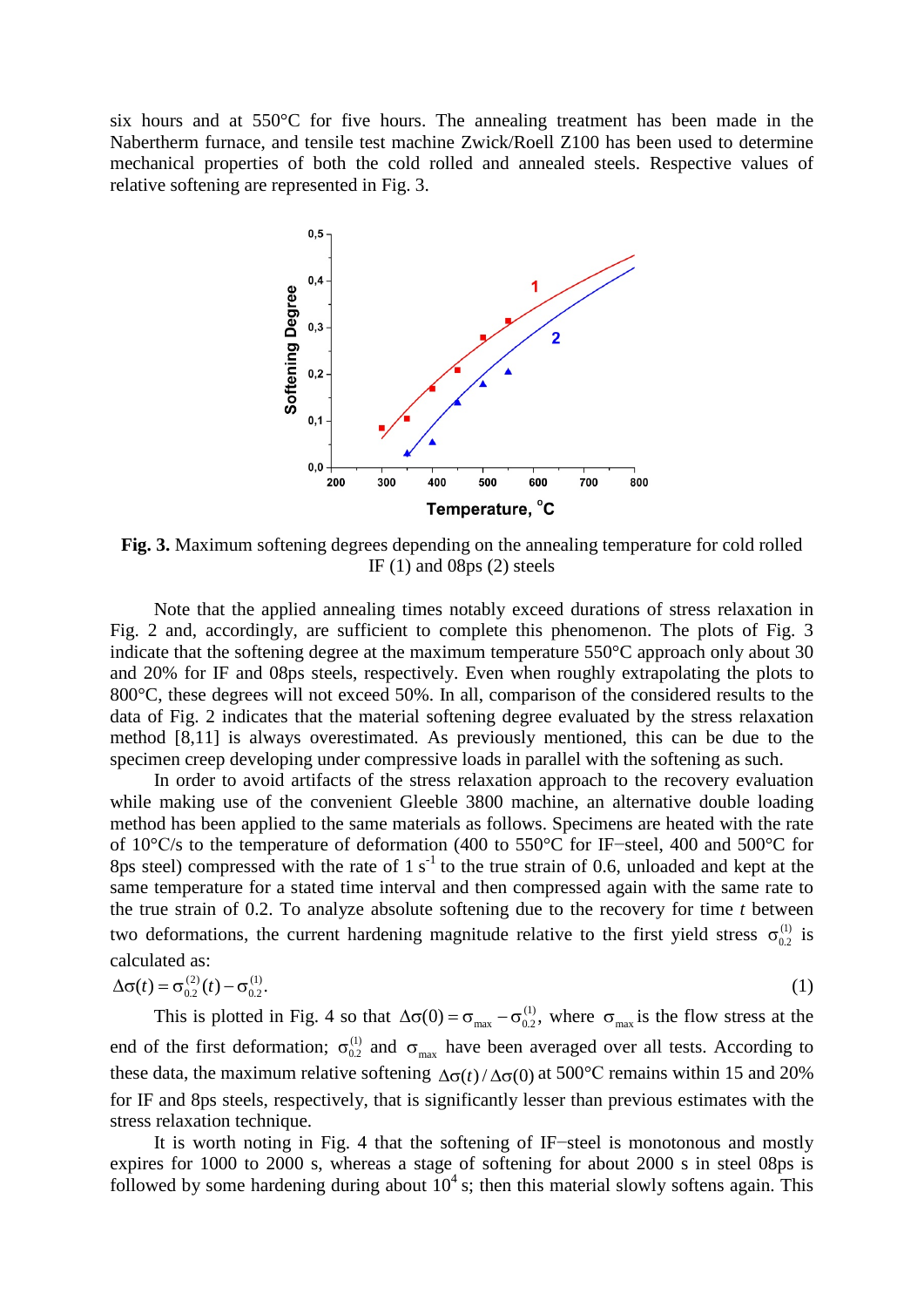six hours and at 550°C for five hours. The annealing treatment has been made in the Nabertherm furnace, and tensile test machine Zwick/Roell Z100 has been used to determine mechanical properties of both the cold rolled and annealed steels. Respective values of relative softening are represented in Fig. 3.

**Fig. 3.** Maximum softening degrees depending on the annealing temperature for cold rolled IF (1) and 08ps (2) steels

Note that the applied annealing times notably exceed durations of stress relaxation in Fig. 2 and, accordingly, are sufficient to complete this phenomenon. The plots of Fig. 3 indicate that the softening degree at the maximum temperature 550°C approach only about 30 and 20% for IF and 08ps steels, respectively. Even when roughly extrapolating the plots to 800°C, these degrees will not exceed 50%. In all, comparison of the considered results to the data of Fig. 2 indicates that the material softening degree evaluated by the stress relaxation method [8,11] is always overestimated. As previously mentioned, this can be due to the specimen creep developing under compressive loads in parallel with the softening as such.

In order to avoid artifacts of the stress relaxation approach to the recovery evaluation while making use of the convenient Gleeble 3800 machine, an alternative double loading method has been applied to the same materials as follows. Specimens are heated with the rate of 10°C/s to the temperature of deformation (400 to 550°C for IF−steel, 400 and 500°C for 8ps steel) compressed with the rate of 1 $s^{-1}$ to the true strain of 0.6, unloaded and kept at the same temperature for a stated time interval and then compressed again with the same rate to the true strain of 0.2. To analyze absolute softening due to the recovery for time $t$ between two deformations, the current hardening magnitude relative to the first yield stress $\sigma_{0.2}^{(1)}$ is calculated as:

$$\Delta\sigma(t) = \sigma_{0.2}^{(2)}(t) - \sigma_{0.2}^{(1)}. \tag{1}$$

This is plotted in Fig. 4 so that $\Delta\sigma(0) = \sigma_{\max} - \sigma_{0.2}^{(1)}$, where $\sigma_{\max}$ is the flow stress at the end of the first deformation; $\sigma_{0.2}^{(1)}$ and $\sigma_{\max}$ have been averaged over all tests. According to these data, the maximum relative softening $\Delta\sigma(t)/\Delta\sigma(0)$ at 500°C remains within 15 and 20% for IF and 8ps steels, respectively, that is significantly lesser than previous estimates with the stress relaxation technique.

It is worth noting in Fig. 4 that the softening of IF−steel is monotonous and mostly expires for 1000 to 2000 s, whereas a stage of softening for about 2000 s in steel 08ps is followed by some hardening during about $10^4$ s; then this material slowly softens again. This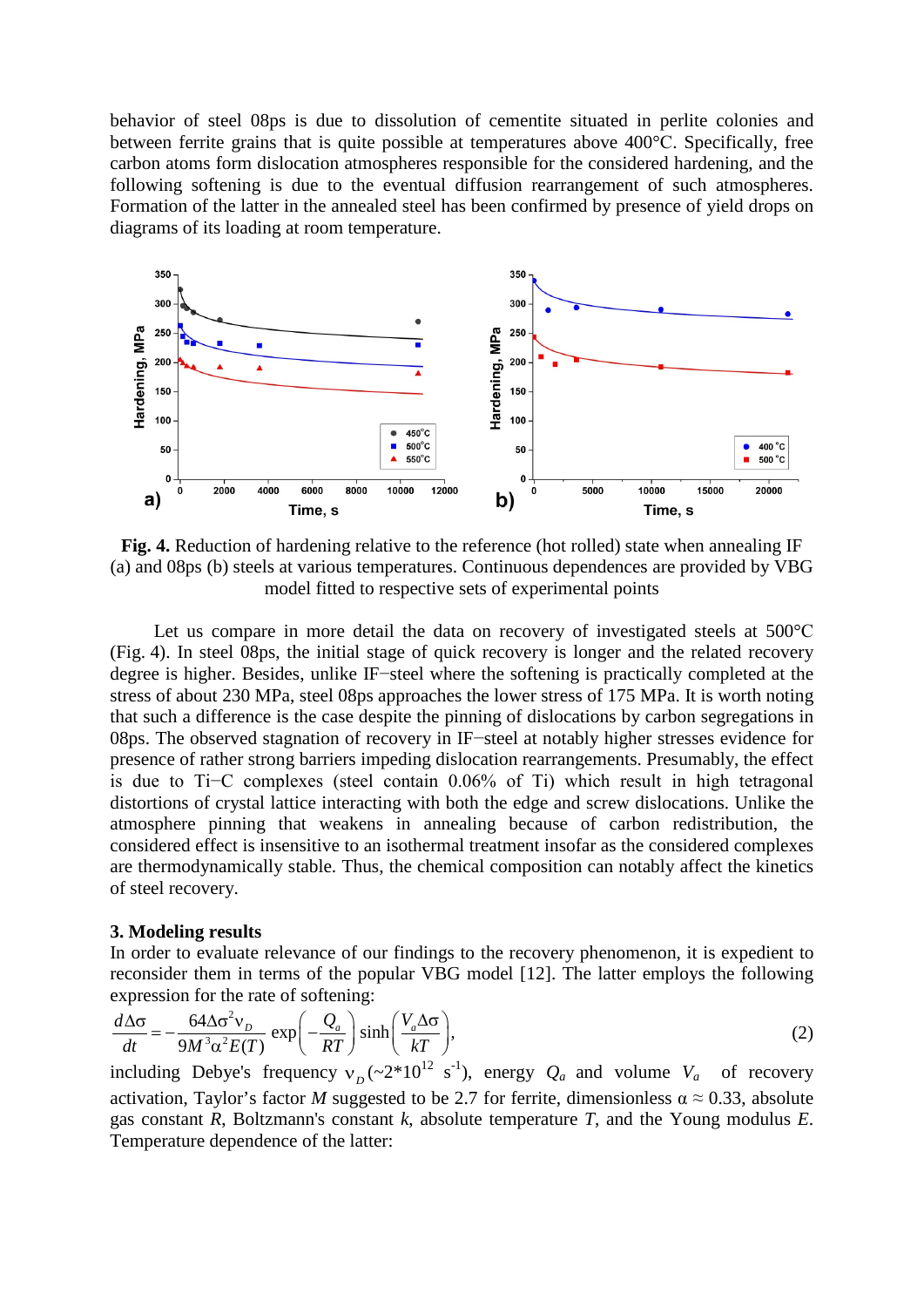behavior of steel 08ps is due to dissolution of cementite situated in perlite colonies and between ferrite grains that is quite possible at temperatures above 400°C. Specifically, free carbon atoms form dislocation atmospheres responsible for the considered hardening, and the following softening is due to the eventual diffusion rearrangement of such atmospheres. Formation of the latter in the annealed steel has been confirmed by presence of yield drops on diagrams of its loading at room temperature.

**Fig. 4.** Reduction of hardening relative to the reference (hot rolled) state when annealing IF (a) and 08ps (b) steels at various temperatures. Continuous dependences are provided by VBG model fitted to respective sets of experimental points

Let us compare in more detail the data on recovery of investigated steels at 500°C (Fig. 4). In steel 08ps, the initial stage of quick recovery is longer and the related recovery degree is higher. Besides, unlike IF−steel where the softening is practically completed at the stress of about 230 MPa, steel 08ps approaches the lower stress of 175 MPa. It is worth noting that such a difference is the case despite the pinning of dislocations by carbon segregations in 08ps. The observed stagnation of recovery in IF−steel at notably higher stresses evidence for presence of rather strong barriers impeding dislocation rearrangements. Presumably, the effect is due to Ti−C complexes (steel contain 0.06% of Ti) which result in high tetragonal distortions of crystal lattice interacting with both the edge and screw dislocations. Unlike the atmosphere pinning that weakens in annealing because of carbon redistribution, the considered effect is insensitive to an isothermal treatment insofar as the considered complexes are thermodynamically stable. Thus, the chemical composition can notably affect the kinetics of steel recovery.

### 3. Modeling results

In order to evaluate relevance of our findings to the recovery phenomenon, it is expedient to reconsider them in terms of the popular VBG model [12]. The latter employs the following expression for the rate of softening:

$$\frac{d\Delta\sigma}{dt} = -\frac{64\Delta\sigma^2 \nu_D}{9M^3\alpha^2 E(T)} \exp\left(-\frac{Q_a}{RT}\right) \sinh\left(\frac{V_a \Delta\sigma}{kT}\right), \tag{2}$$

including Debye's frequency $\nu_D$ (~$2*10^{12}$ $s^{-1}$), energy $Q_a$ and volume $V_a$ of recovery activation, Taylor's factor $M$ suggested to be 2.7 for ferrite, dimensionless $\alpha \approx 0.33$, absolute gas constant $R$, Boltzmann's constant $k$, absolute temperature $T$, and the Young modulus $E$. Temperature dependence of the latter: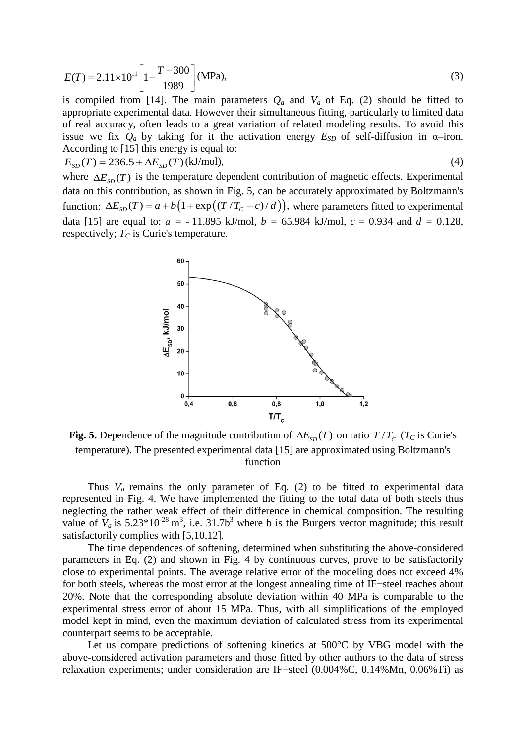$$E(T) = 2.11\times10^{11}\left[1-\frac{T-300}{1989}\right] \text{(MPa)}, \tag{3}$$

is compiled from [14]. The main parameters $Q_a$ and $V_a$ of Eq. (2) should be fitted to appropriate experimental data. However their simultaneous fitting, particularly to limited data of real accuracy, often leads to a great variation of related modeling results. To avoid this issue we fix $Q_a$ by taking for it the activation energy $E_{SD}$ of self-diffusion in α–iron. According to [15] this energy is equal to:

$$E_{SD}(T) = 236.5 + \Delta E_{SD}(T) \text{(kJ/mol)}, \tag{4}$$

where $\Delta E_{SD}(T)$ is the temperature dependent contribution of magnetic effects. Experimental data on this contribution, as shown in Fig. 5, can be accurately approximated by Boltzmann's function: $\Delta E_{SD}(T) = a + b\left(1+\exp\left((T/T_C - c)/d\right)\right)$, where parameters fitted to experimental data [15] are equal to: $a$ = - 11.895 kJ/mol, $b$ = 65.984 kJ/mol, $c$ = 0.934 and $d$ = 0.128, respectively; $T_C$ is Curie's temperature.

**Fig. 5.** Dependence of the magnitude contribution of $\Delta E_{SD}(T)$ on ratio $T/T_C$ ($T_C$ is Curie's temperature). The presented experimental data [15] are approximated using Boltzmann's function

Thus $V_a$ remains the only parameter of Eq. (2) to be fitted to experimental data represented in Fig. 4. We have implemented the fitting to the total data of both steels thus neglecting the rather weak effect of their difference in chemical composition. The resulting value of $V_a$ is $5.23 \times 10^{-28}$ m$^3$, i.e. $31.7b^3$ where b is the Burgers vector magnitude; this result satisfactorily complies with [5,10,12].

The time dependences of softening, determined when substituting the above-considered parameters in Eq. (2) and shown in Fig. 4 by continuous curves, prove to be satisfactorily close to experimental points. The average relative error of the modeling does not exceed 4% for both steels, whereas the most error at the longest annealing time of IF−steel reaches about 20%. Note that the corresponding absolute deviation within 40 MPa is comparable to the experimental stress error of about 15 MPa. Thus, with all simplifications of the employed model kept in mind, even the maximum deviation of calculated stress from its experimental counterpart seems to be acceptable.

Let us compare predictions of softening kinetics at 500°C by VBG model with the above-considered activation parameters and those fitted by other authors to the data of stress relaxation experiments; under consideration are IF−steel (0.004%C, 0.14%Mn, 0.06%Ti) as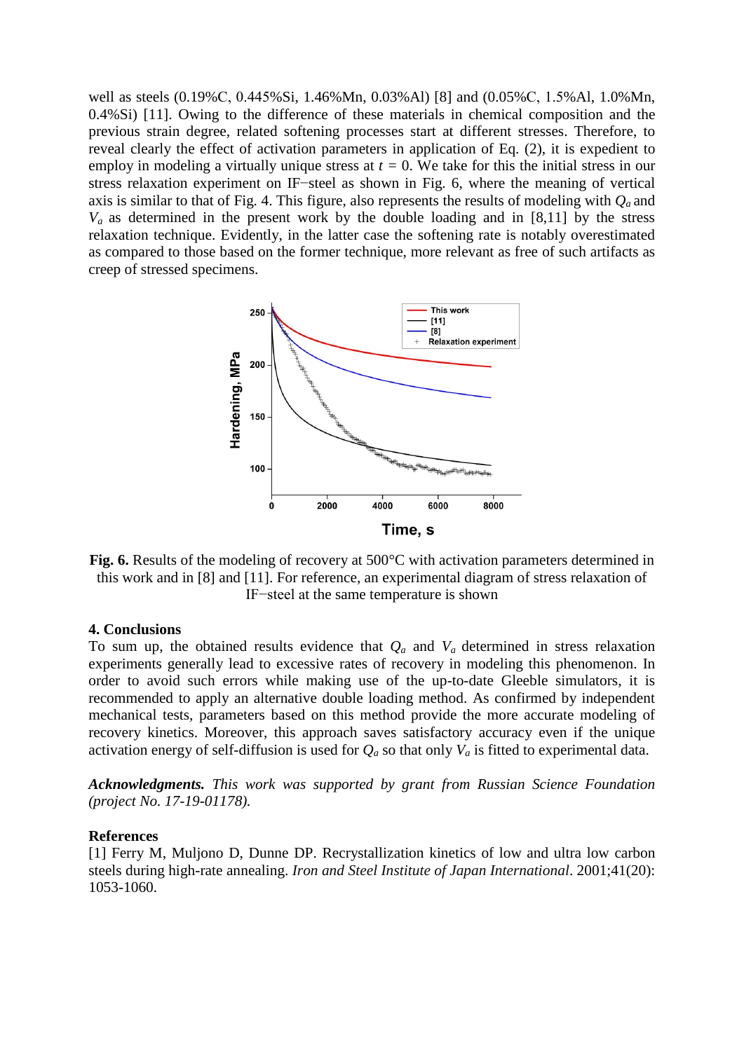well as steels (0.19%C, 0.445%Si, 1.46%Mn, 0.03%Al) [8] and (0.05%C, 1.5%Al, 1.0%Mn, 0.4%Si) [11]. Owing to the difference of these materials in chemical composition and the previous strain degree, related softening processes start at different stresses. Therefore, to reveal clearly the effect of activation parameters in application of Eq. (2), it is expedient to employ in modeling a virtually unique stress at $t$ = 0. We take for this the initial stress in our stress relaxation experiment on IF−steel as shown in Fig. 6, where the meaning of vertical axis is similar to that of Fig. 4. This figure, also represents the results of modeling with $Q_a$ and $V_a$ as determined in the present work by the double loading and in [8,11] by the stress relaxation technique. Evidently, in the latter case the softening rate is notably overestimated as compared to those based on the former technique, more relevant as free of such artifacts as creep of stressed specimens.

**Fig. 6.** Results of the modeling of recovery at 500°C with activation parameters determined in this work and in [8] and [11]. For reference, an experimental diagram of stress relaxation of IF−steel at the same temperature is shown

## 4. Conclusions

To sum up, the obtained results evidence that $Q_a$ and $V_a$ determined in stress relaxation experiments generally lead to excessive rates of recovery in modeling this phenomenon. In order to avoid such errors while making use of the up-to-date Gleeble simulators, it is recommended to apply an alternative double loading method. As confirmed by independent mechanical tests, parameters based on this method provide the more accurate modeling of recovery kinetics. Moreover, this approach saves satisfactory accuracy even if the unique activation energy of self-diffusion is used for $Q_a$ so that only $V_a$ is fitted to experimental data.

***Acknowledgments.*** *This work was supported by grant from Russian Science Foundation (project No. 17-19-01178).*

## References

[1] Ferry M, Muljono D, Dunne DP. Recrystallization kinetics of low and ultra low carbon steels during high-rate annealing. *Iron and Steel Institute of Japan International*. 2001;41(20): 1053-1060.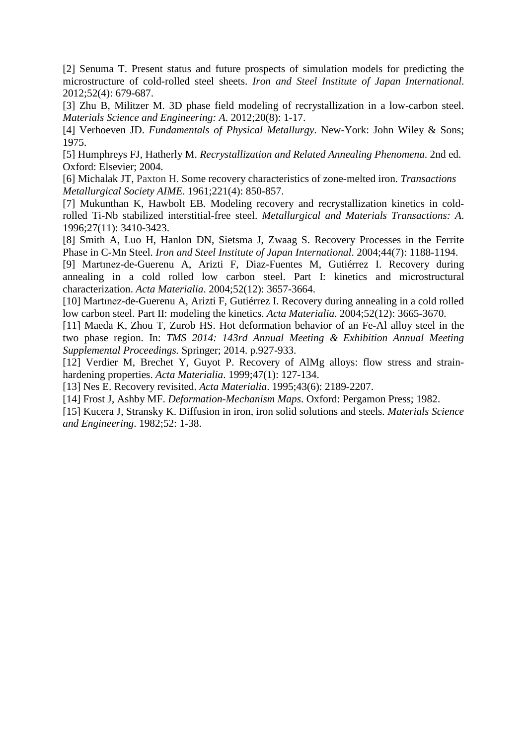[2] Senuma T. Present status and future prospects of simulation models for predicting the microstructure of cold-rolled steel sheets. *Iron and Steel Institute of Japan International*. 2012;52(4): 679-687.

[3] Zhu B, Militzer M. 3D phase field modeling of recrystallization in a low-carbon steel. *Materials Science and Engineering: A*. 2012;20(8): 1-17.

[4] Verhoeven JD. *Fundamentals of Physical Metallurgy*. New-York: John Wiley & Sons; 1975.

[5] Humphreys FJ, Hatherly M. *Recrystallization and Related Annealing Phenomena*. 2nd ed. Oxford: Elsevier; 2004.

[6] Michalak JT, Paxton H. Some recovery characteristics of zone-melted iron. *Transactions Metallurgical Society AIME*. 1961;221(4): 850-857.

[7] Mukunthan K, Hawbolt EB. Modeling recovery and recrystallization kinetics in cold-rolled Ti-Nb stabilized interstitial-free steel. *Metallurgical and Materials Transactions: A*. 1996;27(11): 3410-3423.

[8] Smith A, Luo H, Hanlon DN, Sietsma J, Zwaag S. Recovery Processes in the Ferrite Phase in C-Mn Steel. *Iron and Steel Institute of Japan International*. 2004;44(7): 1188-1194.

[9] Martınez-de-Guerenu A, Arizti F, Diaz-Fuentes M, Gutiérrez I. Recovery during annealing in a cold rolled low carbon steel. Part I: kinetics and microstructural characterization. *Acta Materialia*. 2004;52(12): 3657-3664.

[10] Martınez-de-Guerenu A, Arizti F, Gutiérrez I. Recovery during annealing in a cold rolled low carbon steel. Part II: modeling the kinetics. *Acta Materialia*. 2004;52(12): 3665-3670.

[11] Maeda K, Zhou T, Zurob HS. Hot deformation behavior of an Fe-Al alloy steel in the two phase region. In: *TMS 2014: 143rd Annual Meeting & Exhibition Annual Meeting Supplemental Proceedings.* Springer; 2014. p.927-933.

[12] Verdier M, Brechet Y, Guyot P. Recovery of AlMg alloys: flow stress and strain-hardening properties. *Acta Materialia*. 1999;47(1): 127-134.

[13] Nes E. Recovery revisited. *Acta Materialia*. 1995;43(6): 2189-2207.

[14] Frost J, Ashby MF. *Deformation-Mechanism Maps*. Oxford: Pergamon Press; 1982.

[15] Kucera J, Stransky K. Diffusion in iron, iron solid solutions and steels. *Materials Science and Engineering*. 1982;52: 1-38.